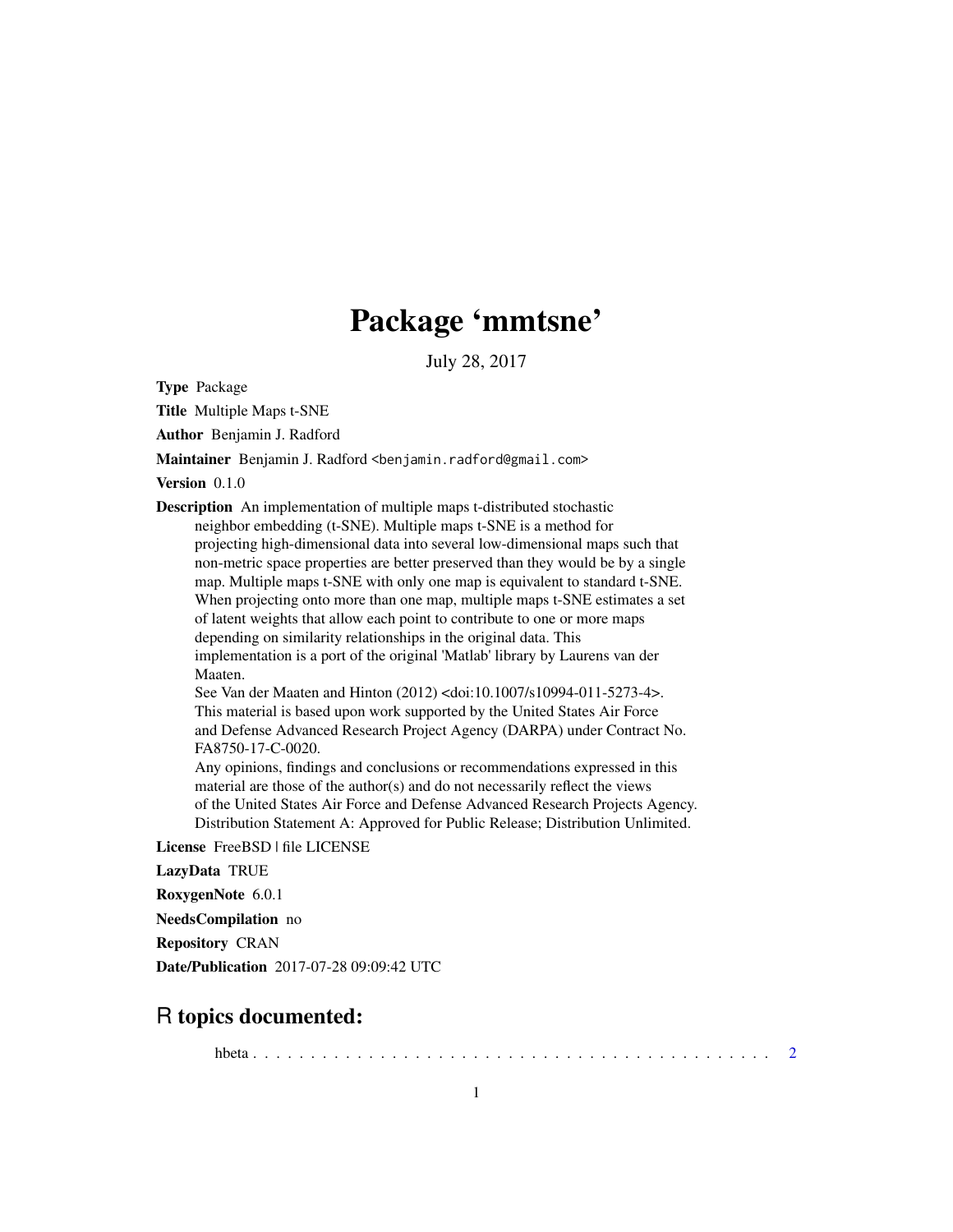# Package 'mmtsne'

July 28, 2017

**Type** Package

**Title** Multiple Maps t-SNE

**Author** Benjamin J. Radford

**Maintainer** Benjamin J. Radford <benjamin.radford@gmail.com>

**Version** 0.1.0

**Description** An implementation of multiple maps t-distributed stochastic neighbor embedding (t-SNE). Multiple maps t-SNE is a method for projecting high-dimensional data into several low-dimensional maps such that non-metric space properties are better preserved than they would be by a single map. Multiple maps t-SNE with only one map is equivalent to standard t-SNE. When projecting onto more than one map, multiple maps t-SNE estimates a set of latent weights that allow each point to contribute to one or more maps depending on similarity relationships in the original data. This implementation is a port of the original 'Matlab' library by Laurens van der Maaten.
See Van der Maaten and Hinton (2012) <doi:10.1007/s10994-011-5273-4>.
This material is based upon work supported by the United States Air Force and Defense Advanced Research Project Agency (DARPA) under Contract No. FA8750-17-C-0020.
Any opinions, findings and conclusions or recommendations expressed in this material are those of the author(s) and do not necessarily reflect the views of the United States Air Force and Defense Advanced Research Projects Agency.
Distribution Statement A: Approved for Public Release; Distribution Unlimited.

**License** FreeBSD | file LICENSE

**LazyData** TRUE

**RoxygenNote** 6.0.1

**NeedsCompilation** no

**Repository** CRAN

**Date/Publication** 2017-07-28 09:09:42 UTC

## R topics documented:

hbeta . . . . . . . . . . . . . . . . . . . . . . . . . . . . . . . . . . . . . . . . . . 2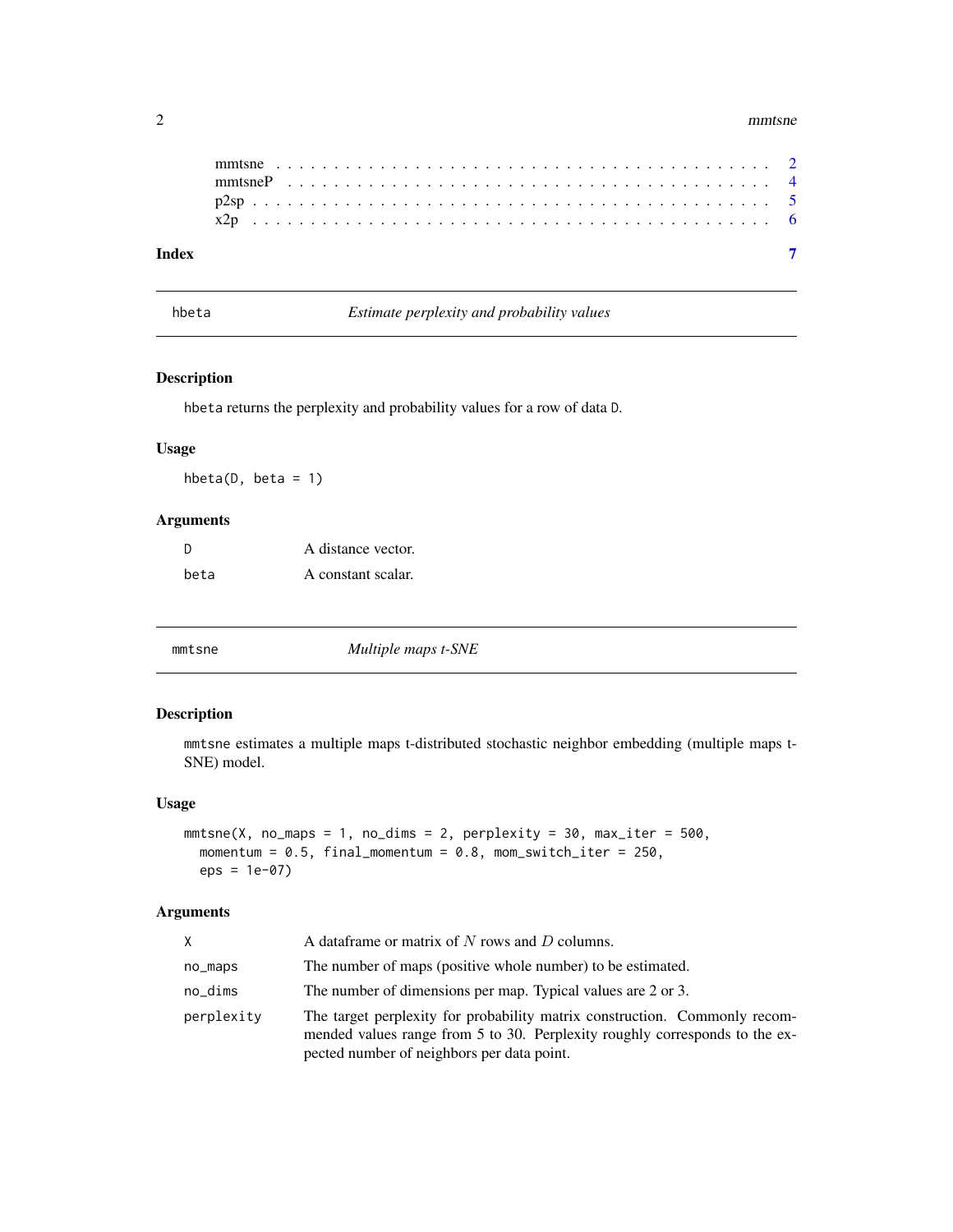mmtsne . . . . . . . . . . . . . . . . . . . . . . . . . . . . . . . . . . . . . . . 2
mmtsneP . . . . . . . . . . . . . . . . . . . . . . . . . . . . . . . . . . . . . . 4
p2sp . . . . . . . . . . . . . . . . . . . . . . . . . . . . . . . . . . . . . . . . 5
x2p . . . . . . . . . . . . . . . . . . . . . . . . . . . . . . . . . . . . . . . . 6

**Index** **7**

---

## hbeta — *Estimate perplexity and probability values*

### Description

hbeta returns the perplexity and probability values for a row of data D.

### Usage

```
hbeta(D, beta = 1)
```

### Arguments

| | |
|---|---|
| D | A distance vector. |
| beta | A constant scalar. |

---

## mmtsne — *Multiple maps t-SNE*

### Description

mmtsne estimates a multiple maps t-distributed stochastic neighbor embedding (multiple maps t-SNE) model.

### Usage

```
mmtsne(X, no_maps = 1, no_dims = 2, perplexity = 30, max_iter = 500,
  momentum = 0.5, final_momentum = 0.8, mom_switch_iter = 250,
  eps = 1e-07)
```

### Arguments

| | |
|---|---|
| X | A dataframe or matrix of $N$ rows and $D$ columns. |
| no_maps | The number of maps (positive whole number) to be estimated. |
| no_dims | The number of dimensions per map. Typical values are 2 or 3. |
| perplexity | The target perplexity for probability matrix construction. Commonly recommended values range from 5 to 30. Perplexity roughly corresponds to the expected number of neighbors per data point. |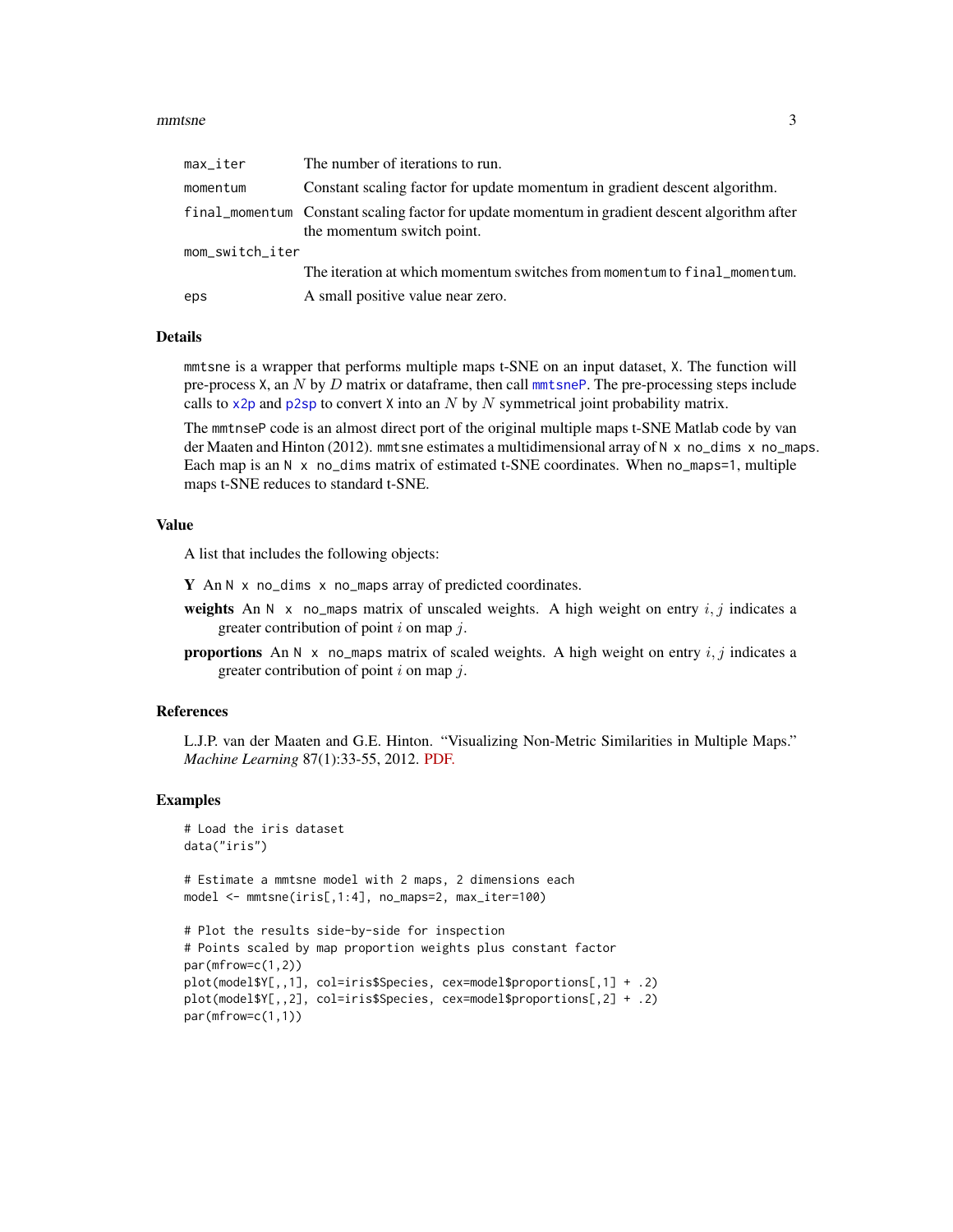| | |
|---|---|
| max_iter | The number of iterations to run. |
| momentum | Constant scaling factor for update momentum in gradient descent algorithm. |
| final_momentum | Constant scaling factor for update momentum in gradient descent algorithm after the momentum switch point. |
| mom_switch_iter | The iteration at which momentum switches from momentum to final_momentum. |
| eps | A small positive value near zero. |

## Details

mmtsne is a wrapper that performs multiple maps t-SNE on an input dataset, X. The function will pre-process X, an $N$ by $D$ matrix or dataframe, then call mmtsneP. The pre-processing steps include calls to x2p and p2sp to convert X into an $N$ by $N$ symmetrical joint probability matrix.

The mmtnseP code is an almost direct port of the original multiple maps t-SNE Matlab code by van der Maaten and Hinton (2012). mmtsne estimates a multidimensional array of N x no_dims x no_maps. Each map is an N x no_dims matrix of estimated t-SNE coordinates. When no_maps=1, multiple maps t-SNE reduces to standard t-SNE.

## Value

A list that includes the following objects:

**Y** An N x no_dims x no_maps array of predicted coordinates.

**weights** An N x no_maps matrix of unscaled weights. A high weight on entry $i, j$ indicates a greater contribution of point $i$ on map $j$.

**proportions** An N x no_maps matrix of scaled weights. A high weight on entry $i, j$ indicates a greater contribution of point $i$ on map $j$.

## References

L.J.P. van der Maaten and G.E. Hinton. "Visualizing Non-Metric Similarities in Multiple Maps." *Machine Learning* 87(1):33-55, 2012. PDF.

## Examples

```
# Load the iris dataset
data("iris")

# Estimate a mmtsne model with 2 maps, 2 dimensions each
model <- mmtsne(iris[,1:4], no_maps=2, max_iter=100)

# Plot the results side-by-side for inspection
# Points scaled by map proportion weights plus constant factor
par(mfrow=c(1,2))
plot(model$Y[,,1], col=iris$Species, cex=model$proportions[,1] + .2)
plot(model$Y[,,2], col=iris$Species, cex=model$proportions[,2] + .2)
par(mfrow=c(1,1))
```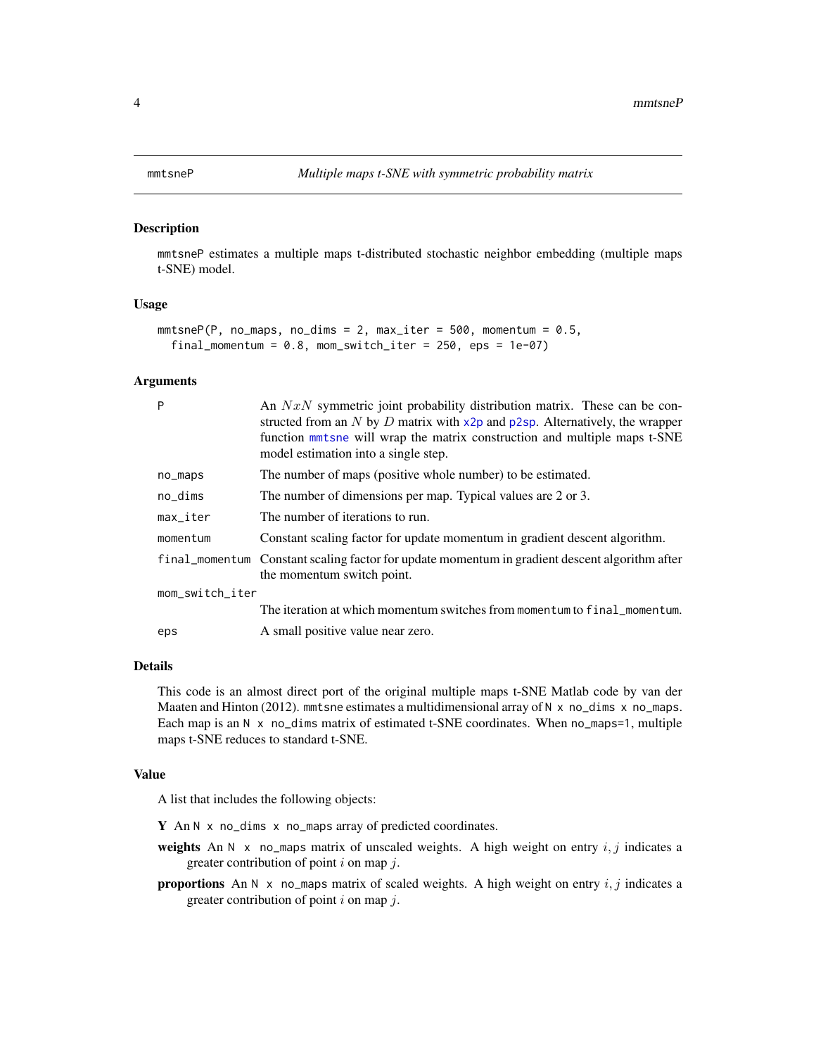mmtsneP — *Multiple maps t-SNE with symmetric probability matrix*

## Description

mmtsneP estimates a multiple maps t-distributed stochastic neighbor embedding (multiple maps t-SNE) model.

## Usage

```
mmtsneP(P, no_maps, no_dims = 2, max_iter = 500, momentum = 0.5,
  final_momentum = 0.8, mom_switch_iter = 250, eps = 1e-07)
```

## Arguments

| | |
|---|---|
| P | An $NxN$ symmetric joint probability distribution matrix. These can be constructed from an $N$ by $D$ matrix with x2p and p2sp. Alternatively, the wrapper function mmtsne will wrap the matrix construction and multiple maps t-SNE model estimation into a single step. |
| no_maps | The number of maps (positive whole number) to be estimated. |
| no_dims | The number of dimensions per map. Typical values are 2 or 3. |
| max_iter | The number of iterations to run. |
| momentum | Constant scaling factor for update momentum in gradient descent algorithm. |
| final_momentum | Constant scaling factor for update momentum in gradient descent algorithm after the momentum switch point. |
| mom_switch_iter | The iteration at which momentum switches from momentum to final_momentum. |
| eps | A small positive value near zero. |

## Details

This code is an almost direct port of the original multiple maps t-SNE Matlab code by van der Maaten and Hinton (2012). mmtsne estimates a multidimensional array of N x no_dims x no_maps. Each map is an N x no_dims matrix of estimated t-SNE coordinates. When no_maps=1, multiple maps t-SNE reduces to standard t-SNE.

## Value

A list that includes the following objects:

- **Y** An N x no_dims x no_maps array of predicted coordinates.
- **weights** An N x no_maps matrix of unscaled weights. A high weight on entry $i, j$ indicates a greater contribution of point $i$ on map $j$.
- **proportions** An N x no_maps matrix of scaled weights. A high weight on entry $i, j$ indicates a greater contribution of point $i$ on map $j$.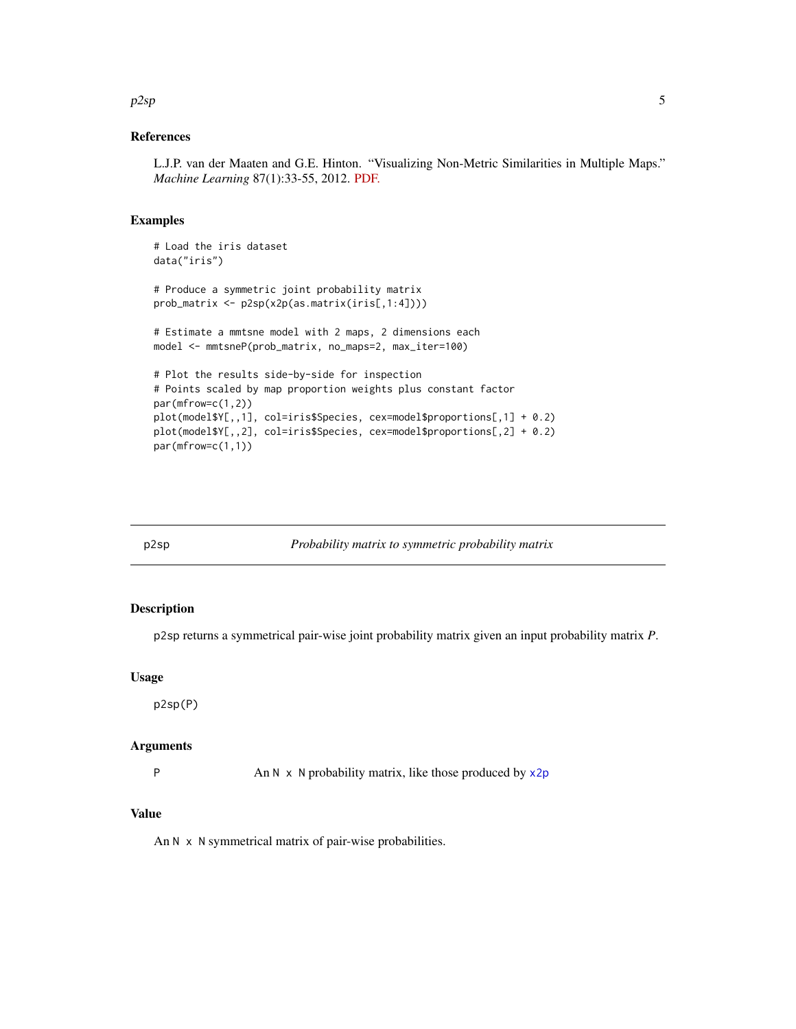## References

L.J.P. van der Maaten and G.E. Hinton. "Visualizing Non-Metric Similarities in Multiple Maps." *Machine Learning* 87(1):33-55, 2012. PDF.

## Examples

```
# Load the iris dataset
data("iris")

# Produce a symmetric joint probability matrix
prob_matrix <- p2sp(x2p(as.matrix(iris[,1:4])))

# Estimate a mmtsne model with 2 maps, 2 dimensions each
model <- mmtsneP(prob_matrix, no_maps=2, max_iter=100)

# Plot the results side-by-side for inspection
# Points scaled by map proportion weights plus constant factor
par(mfrow=c(1,2))
plot(model$Y[,,1], col=iris$Species, cex=model$proportions[,1] + 0.2)
plot(model$Y[,,2], col=iris$Species, cex=model$proportions[,2] + 0.2)
par(mfrow=c(1,1))
```

# p2sp — *Probability matrix to symmetric probability matrix*

## Description

p2sp returns a symmetrical pair-wise joint probability matrix given an input probability matrix *P*.

## Usage

```
p2sp(P)
```

## Arguments

| | |
|---|---|
| P | An N x N probability matrix, like those produced by x2p |

## Value

An N x N symmetrical matrix of pair-wise probabilities.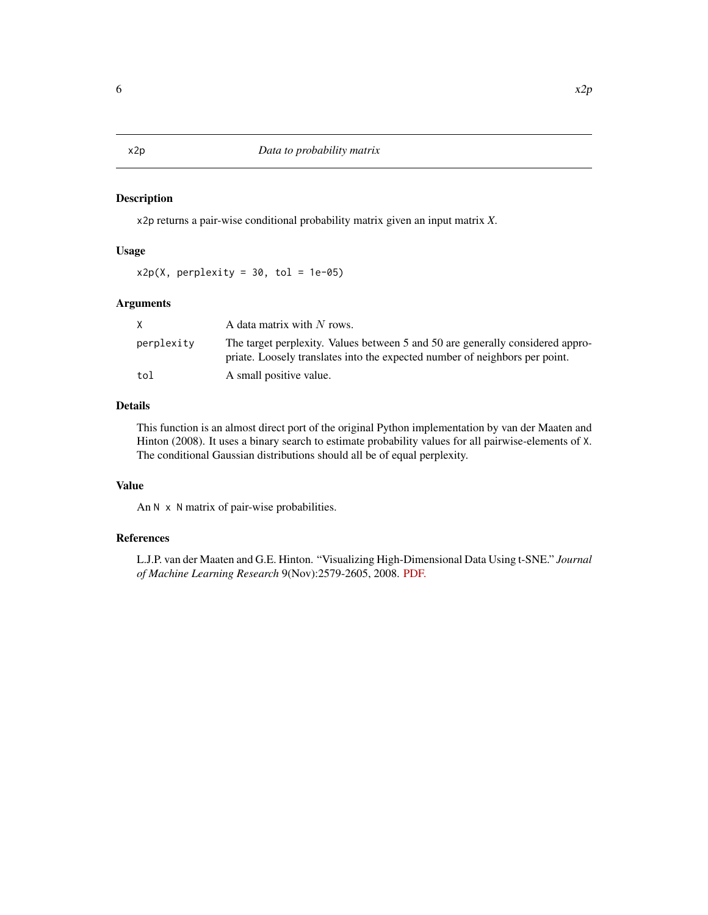# x2p — *Data to probability matrix*

## Description

x2p returns a pair-wise conditional probability matrix given an input matrix *X*.

## Usage

```
x2p(X, perplexity = 30, tol = 1e-05)
```

## Arguments

| | |
|---|---|
| X | A data matrix with $N$ rows. |
| perplexity | The target perplexity. Values between 5 and 50 are generally considered appropriate. Loosely translates into the expected number of neighbors per point. |
| tol | A small positive value. |

## Details

This function is an almost direct port of the original Python implementation by van der Maaten and Hinton (2008). It uses a binary search to estimate probability values for all pairwise-elements of X. The conditional Gaussian distributions should all be of equal perplexity.

## Value

An N x N matrix of pair-wise probabilities.

## References

L.J.P. van der Maaten and G.E. Hinton. "Visualizing High-Dimensional Data Using t-SNE." *Journal of Machine Learning Research* 9(Nov):2579-2605, 2008. PDF.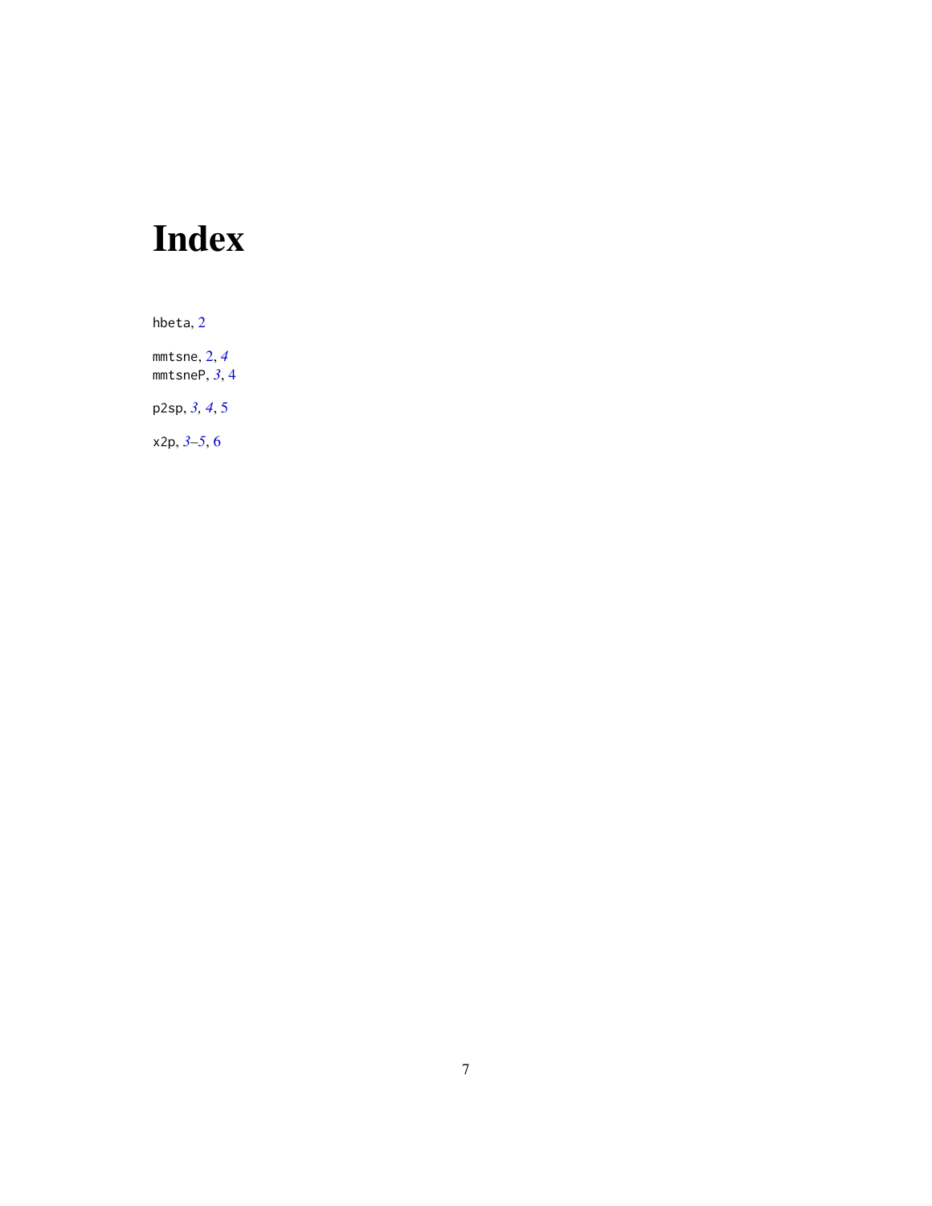# Index

hbeta, 2

mmtsne, 2, *4*
mmtsneP, *3*, 4

p2sp, *3, 4*, 5

x2p, *3–5*, 6